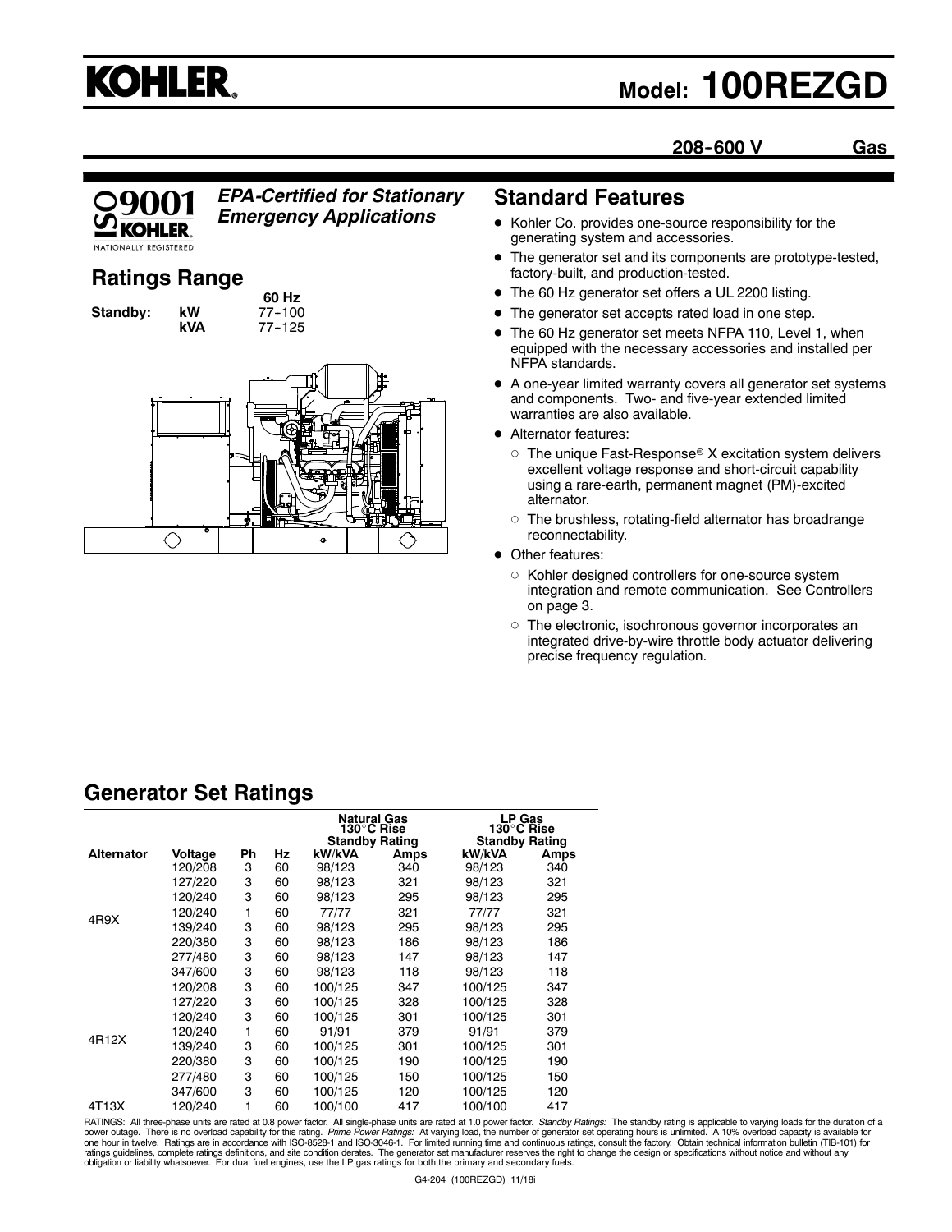# KOHLER.

## Model: 100REZGD

**208-600 V** **Gas**

ISO 9001 KOHLER NATIONALLY REGISTERED

***EPA-Certified for Stationary Emergency Applications***

## Ratings Range

| | | 60 Hz |
|---|---|---|
| **Standby:** | **kW** | 77-100 |
| | **kVA** | 77-125 |

## Standard Features

- Kohler Co. provides one-source responsibility for the generating system and accessories.
- The generator set and its components are prototype-tested, factory-built, and production-tested.
- The 60 Hz generator set offers a UL 2200 listing.
- The generator set accepts rated load in one step.
- The 60 Hz generator set meets NFPA 110, Level 1, when equipped with the necessary accessories and installed per NFPA standards.
- A one-year limited warranty covers all generator set systems and components. Two- and five-year extended limited warranties are also available.
- Alternator features:
  - The unique Fast-Response® X excitation system delivers excellent voltage response and short-circuit capability using a rare-earth, permanent magnet (PM)-excited alternator.
  - The brushless, rotating-field alternator has broadrange reconnectability.
- Other features:
  - Kohler designed controllers for one-source system integration and remote communication. See Controllers on page 3.
  - The electronic, isochronous governor incorporates an integrated drive-by-wire throttle body actuator delivering precise frequency regulation.

## Generator Set Ratings

| | | | | Natural Gas 130°C Rise Standby Rating | | LP Gas 130°C Rise Standby Rating | |
|---|---|---|---|---|---|---|---|
| **Alternator** | **Voltage** | **Ph** | **Hz** | **kW/kVA** | **Amps** | **kW/kVA** | **Amps** |
| 4R9X | 120/208 | 3 | 60 | 98/123 | 340 | 98/123 | 340 |
| | 127/220 | 3 | 60 | 98/123 | 321 | 98/123 | 321 |
| | 120/240 | 3 | 60 | 98/123 | 295 | 98/123 | 295 |
| | 120/240 | 1 | 60 | 77/77 | 321 | 77/77 | 321 |
| | 139/240 | 3 | 60 | 98/123 | 295 | 98/123 | 295 |
| | 220/380 | 3 | 60 | 98/123 | 186 | 98/123 | 186 |
| | 277/480 | 3 | 60 | 98/123 | 147 | 98/123 | 147 |
| | 347/600 | 3 | 60 | 98/123 | 118 | 98/123 | 118 |
| 4R12X | 120/208 | 3 | 60 | 100/125 | 347 | 100/125 | 347 |
| | 127/220 | 3 | 60 | 100/125 | 328 | 100/125 | 328 |
| | 120/240 | 3 | 60 | 100/125 | 301 | 100/125 | 301 |
| | 120/240 | 1 | 60 | 91/91 | 379 | 91/91 | 379 |
| | 139/240 | 3 | 60 | 100/125 | 301 | 100/125 | 301 |
| | 220/380 | 3 | 60 | 100/125 | 190 | 100/125 | 190 |
| | 277/480 | 3 | 60 | 100/125 | 150 | 100/125 | 150 |
| | 347/600 | 3 | 60 | 100/125 | 120 | 100/125 | 120 |
| 4T13X | 120/240 | 1 | 60 | 100/100 | 417 | 100/100 | 417 |

RATINGS: All three-phase units are rated at 0.8 power factor. All single-phase units are rated at 1.0 power factor. *Standby Ratings:* The standby rating is applicable to varying loads for the duration of a power outage. There is no overload capability for this rating. *Prime Power Ratings:* At varying load, the number of generator set operating hours is unlimited. A 10% overload capacity is available for one hour in twelve. Ratings are in accordance with ISO-8528-1 and ISO-3046-1. For limited running time and continuous ratings, consult the factory. Obtain technical information bulletin (TIB-101) for ratings guidelines, complete ratings definitions, and site condition derates. The generator set manufacturer reserves the right to change the design or specifications without notice and without any obligation or liability whatsoever. For dual fuel engines, use the LP gas ratings for both the primary and secondary fuels.

G4-204 (100REZGD) 11/18i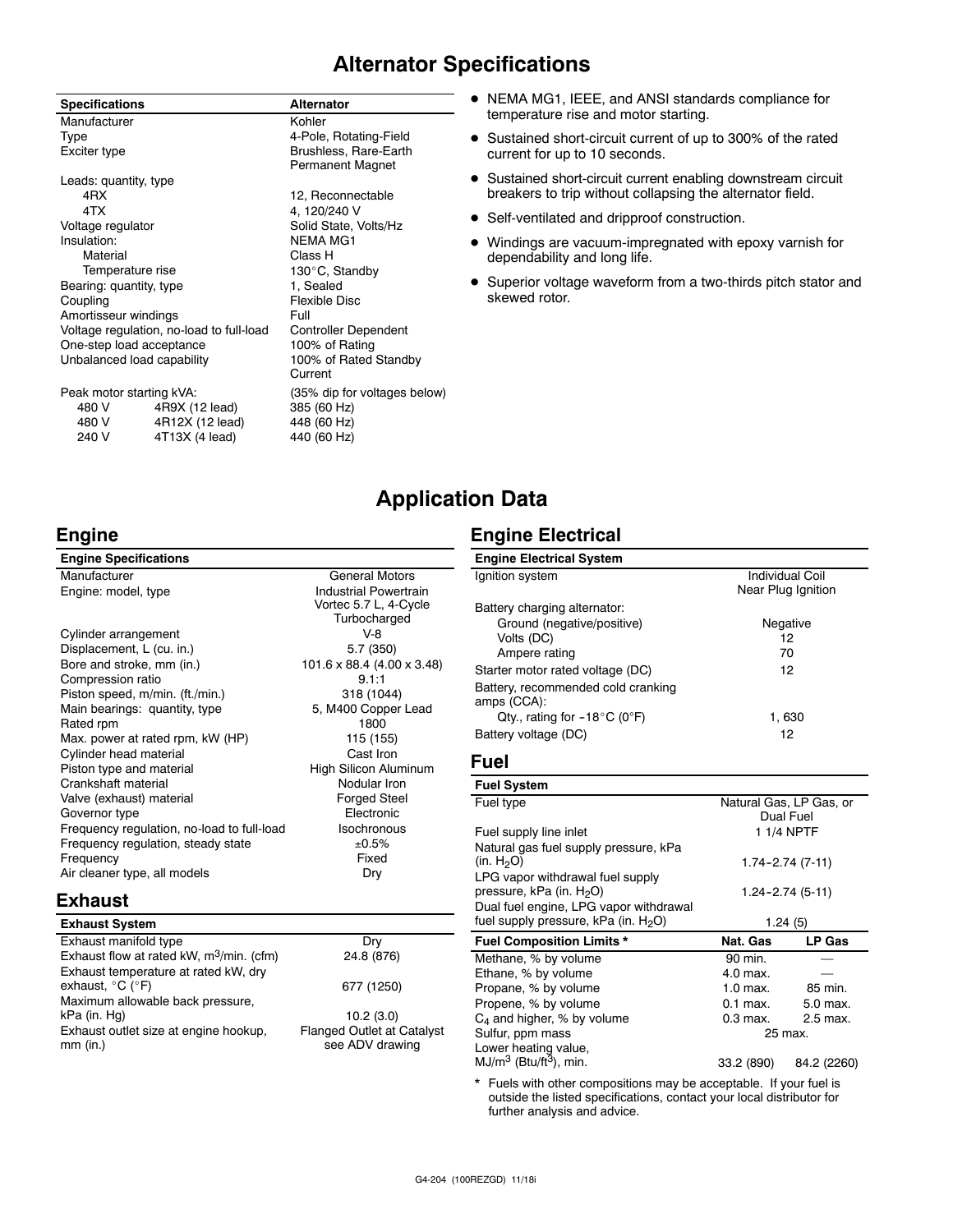# Alternator Specifications

| Specifications | | Alternator |
|---|---|---|
| Manufacturer | | Kohler |
| Type | | 4-Pole, Rotating-Field |
| Exciter type | | Brushless, Rare-Earth Permanent Magnet |
| Leads: quantity, type | | |
| 4RX | | 12, Reconnectable |
| 4TX | | 4, 120/240 V |
| Voltage regulator | | Solid State, Volts/Hz |
| Insulation: | | NEMA MG1 |
| Material | | Class H |
| Temperature rise | | 130°C, Standby |
| Bearing: quantity, type | | 1, Sealed |
| Coupling | | Flexible Disc |
| Amortisseur windings | | Full |
| Voltage regulation, no-load to full-load | | Controller Dependent |
| One-step load acceptance | | 100% of Rating |
| Unbalanced load capability | | 100% of Rated Standby Current |
| Peak motor starting kVA: | | (35% dip for voltages below) |
| 480 V | 4R9X (12 lead) | 385 (60 Hz) |
| 480 V | 4R12X (12 lead) | 448 (60 Hz) |
| 240 V | 4T13X (4 lead) | 440 (60 Hz) |

- NEMA MG1, IEEE, and ANSI standards compliance for temperature rise and motor starting.
- Sustained short-circuit current of up to 300% of the rated current for up to 10 seconds.
- Sustained short-circuit current enabling downstream circuit breakers to trip without collapsing the alternator field.
- Self-ventilated and dripproof construction.
- Windings are vacuum-impregnated with epoxy varnish for dependability and long life.
- Superior voltage waveform from a two-thirds pitch stator and skewed rotor.

# Application Data

## Engine

| Engine Specifications | |
|---|---|
| Manufacturer | General Motors |
| Engine: model, type | Industrial Powertrain Vortec 5.7 L, 4-Cycle Turbocharged |
| Cylinder arrangement | V-8 |
| Displacement, L (cu. in.) | 5.7 (350) |
| Bore and stroke, mm (in.) | 101.6 x 88.4 (4.00 x 3.48) |
| Compression ratio | 9.1:1 |
| Piston speed, m/min. (ft./min.) | 318 (1044) |
| Main bearings: quantity, type | 5, M400 Copper Lead |
| Rated rpm | 1800 |
| Max. power at rated rpm, kW (HP) | 115 (155) |
| Cylinder head material | Cast Iron |
| Piston type and material | High Silicon Aluminum |
| Crankshaft material | Nodular Iron |
| Valve (exhaust) material | Forged Steel |
| Governor type | Electronic |
| Frequency regulation, no-load to full-load | Isochronous |
| Frequency regulation, steady state | ±0.5% |
| Frequency | Fixed |
| Air cleaner type, all models | Dry |

## Exhaust

| Exhaust System | |
|---|---|
| Exhaust manifold type | Dry |
| Exhaust flow at rated kW, $m^3$/min. (cfm) | 24.8 (876) |
| Exhaust temperature at rated kW, dry exhaust, °C (°F) | 677 (1250) |
| Maximum allowable back pressure, kPa (in. Hg) | 10.2 (3.0) |
| Exhaust outlet size at engine hookup, mm (in.) | Flanged Outlet at Catalyst see ADV drawing |

## Engine Electrical

| Engine Electrical System | |
|---|---|
| Ignition system | Individual Coil Near Plug Ignition |
| Battery charging alternator: | |
| Ground (negative/positive) | Negative |
| Volts (DC) | 12 |
| Ampere rating | 70 |
| Starter motor rated voltage (DC) | 12 |
| Battery, recommended cold cranking amps (CCA): | |
| Qty., rating for -18°C (0°F) | 1, 630 |
| Battery voltage (DC) | 12 |

## Fuel

| Fuel System | | |
|---|---|---|
| Fuel type | Natural Gas, LP Gas, or Dual Fuel | |
| Fuel supply line inlet | 1 1/4 NPTF | |
| Natural gas fuel supply pressure, kPa (in. $H_2O$) | 1.74-2.74 (7-11) | |
| LPG vapor withdrawal fuel supply pressure, kPa (in. $H_2O$) | 1.24-2.74 (5-11) | |
| Dual fuel engine, LPG vapor withdrawal fuel supply pressure, kPa (in. $H_2O$) | 1.24 (5) | |
| **Fuel Composition Limits *** | **Nat. Gas** | **LP Gas** |
| Methane, % by volume | 90 min. | — |
| Ethane, % by volume | 4.0 max. | — |
| Propane, % by volume | 1.0 max. | 85 min. |
| Propene, % by volume | 0.1 max. | 5.0 max. |
| $C_4$ and higher, % by volume | 0.3 max. | 2.5 max. |
| Sulfur, ppm mass | 25 max. | |
| Lower heating value, $MJ/m^3$ ($Btu/ft^3$), min. | 33.2 (890) | 84.2 (2260) |

\* Fuels with other compositions may be acceptable. If your fuel is outside the listed specifications, contact your local distributor for further analysis and advice.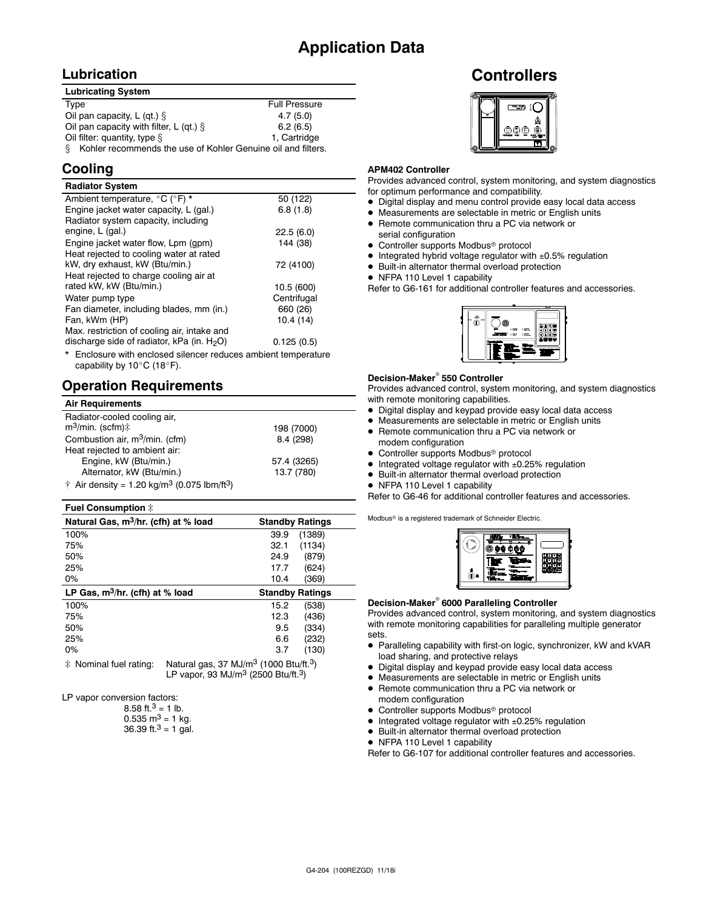# Application Data

## Lubrication

| Lubricating System | |
|---|---|
| Type | Full Pressure |
| Oil pan capacity, L (qt.) § | 4.7 (5.0) |
| Oil pan capacity with filter, L (qt.) § | 6.2 (6.5) |
| Oil filter: quantity, type § | 1, Cartridge |

§ Kohler recommends the use of Kohler Genuine oil and filters.

## Cooling

| Radiator System | |
|---|---|
| Ambient temperature, °C (°F) * | 50 (122) |
| Engine jacket water capacity, L (gal.) | 6.8 (1.8) |
| Radiator system capacity, including engine, L (gal.) | 22.5 (6.0) |
| Engine jacket water flow, Lpm (gpm) | 144 (38) |
| Heat rejected to cooling water at rated kW, dry exhaust, kW (Btu/min.) | 72 (4100) |
| Heat rejected to charge cooling air at rated kW, kW (Btu/min.) | 10.5 (600) |
| Water pump type | Centrifugal |
| Fan diameter, including blades, mm (in.) | 660 (26) |
| Fan, kWm (HP) | 10.4 (14) |
| Max. restriction of cooling air, intake and discharge side of radiator, kPa (in. $H_2O$) | 0.125 (0.5) |

* Enclosure with enclosed silencer reduces ambient temperature capability by 10°C (18°F).

## Operation Requirements

| Air Requirements | |
|---|---|
| Radiator-cooled cooling air, $m^3$/min. (scfm)† | 198 (7000) |
| Combustion air, $m^3$/min. (cfm) | 8.4 (298) |
| Heat rejected to ambient air: | |
| Engine, kW (Btu/min.) | 57.4 (3265) |
| Alternator, kW (Btu/min.) | 13.7 (780) |

† Air density = 1.20 kg/$m^3$ (0.075 lbm/$ft^3$)

**Fuel Consumption ‡**

| Natural Gas, $m^3$/hr. (cfh) at % load | Standby Ratings | |
|---|---|---|
| 100% | 39.9 | (1389) |
| 75% | 32.1 | (1134) |
| 50% | 24.9 | (879) |
| 25% | 17.7 | (624) |
| 0% | 10.4 | (369) |

| LP Gas, $m^3$/hr. (cfh) at % load | Standby Ratings | |
|---|---|---|
| 100% | 15.2 | (538) |
| 75% | 12.3 | (436) |
| 50% | 9.5 | (334) |
| 25% | 6.6 | (232) |
| 0% | 3.7 | (130) |

‡ Nominal fuel rating: Natural gas, 37 MJ/$m^3$ (1000 Btu/$ft.^3$)
LP vapor, 93 MJ/$m^3$ (2500 Btu/$ft.^3$)

LP vapor conversion factors:
8.58 $ft.^3$ = 1 lb.
0.535 $m^3$ = 1 kg.
36.39 $ft.^3$ = 1 gal.

# Controllers

**APM402 Controller**

Provides advanced control, system monitoring, and system diagnostics for optimum performance and compatibility.

- Digital display and menu control provide easy local data access
- Measurements are selectable in metric or English units
- Remote communication thru a PC via network or serial configuration
- Controller supports Modbus® protocol
- Integrated hybrid voltage regulator with ±0.5% regulation
- Built-in alternator thermal overload protection
- NFPA 110 Level 1 capability

Refer to G6-161 for additional controller features and accessories.

**Decision-Maker® 550 Controller**

Provides advanced control, system monitoring, and system diagnostics with remote monitoring capabilities.

- Digital display and keypad provide easy local data access
- Measurements are selectable in metric or English units
- Remote communication thru a PC via network or modem configuration
- Controller supports Modbus® protocol
- Integrated voltage regulator with ±0.25% regulation
- Built-in alternator thermal overload protection
- NFPA 110 Level 1 capability

Refer to G6-46 for additional controller features and accessories.

Modbus® is a registered trademark of Schneider Electric.

**Decision-Maker® 6000 Paralleling Controller**

Provides advanced control, system monitoring, and system diagnostics with remote monitoring capabilities for paralleling multiple generator sets.

- Paralleling capability with first-on logic, synchronizer, kW and kVAR load sharing, and protective relays
- Digital display and keypad provide easy local data access
- Measurements are selectable in metric or English units
- Remote communication thru a PC via network or modem configuration
- Controller supports Modbus® protocol
- Integrated voltage regulator with ±0.25% regulation
- Built-in alternator thermal overload protection
- NFPA 110 Level 1 capability

Refer to G6-107 for additional controller features and accessories.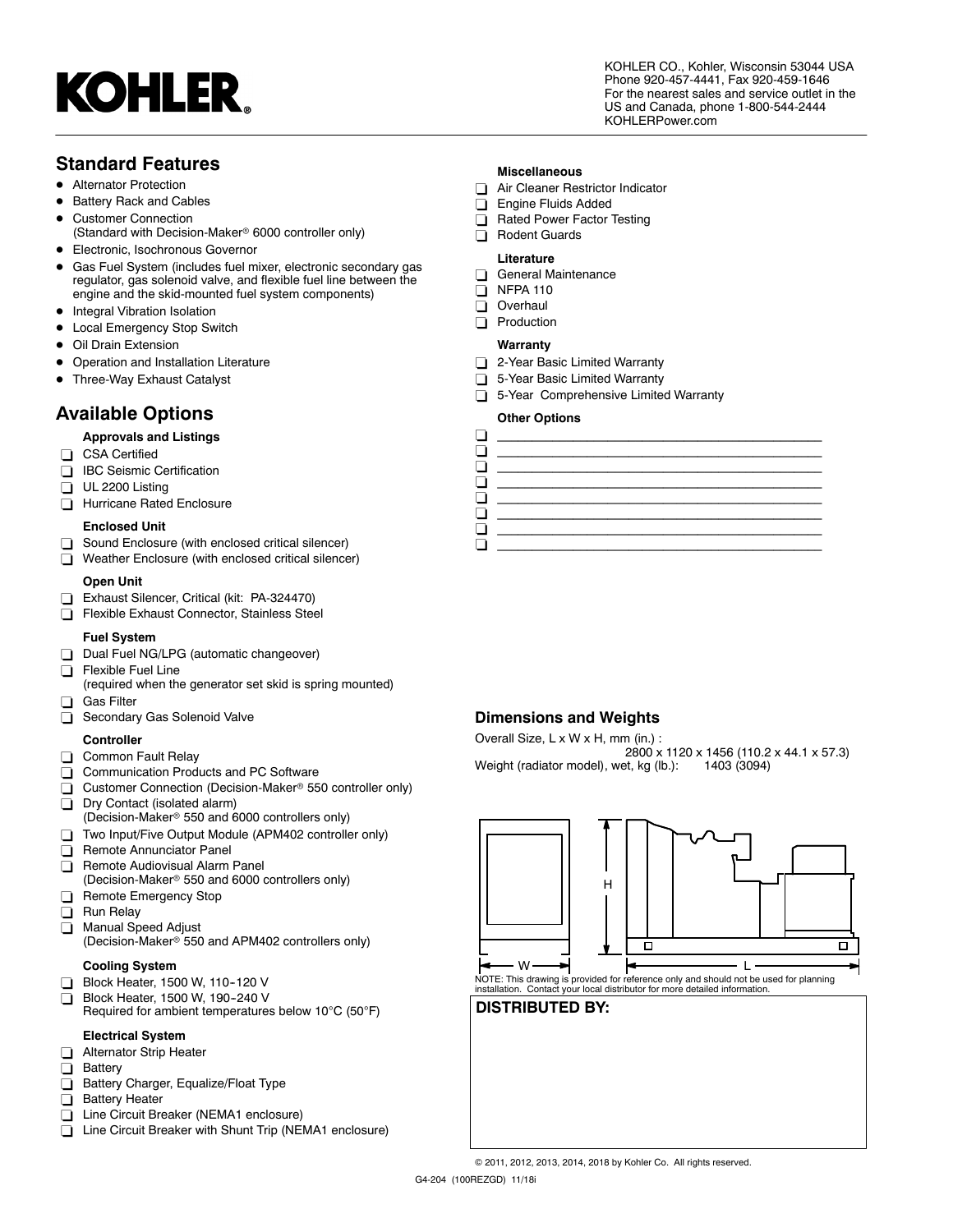KOHLER CO., Kohler, Wisconsin 53044 USA
Phone 920-457-4441, Fax 920-459-1646
For the nearest sales and service outlet in the US and Canada, phone 1-800-544-2444
KOHLERPower.com

## Standard Features

- Alternator Protection
- Battery Rack and Cables
- Customer Connection (Standard with Decision-Maker® 6000 controller only)
- Electronic, Isochronous Governor
- Gas Fuel System (includes fuel mixer, electronic secondary gas regulator, gas solenoid valve, and flexible fuel line between the engine and the skid-mounted fuel system components)
- Integral Vibration Isolation
- Local Emergency Stop Switch
- Oil Drain Extension
- Operation and Installation Literature
- Three-Way Exhaust Catalyst

## Available Options

### Approvals and Listings

- ☐ CSA Certified
- ☐ IBC Seismic Certification
- ☐ UL 2200 Listing
- ☐ Hurricane Rated Enclosure

### Enclosed Unit

- ☐ Sound Enclosure (with enclosed critical silencer)
- ☐ Weather Enclosure (with enclosed critical silencer)

### Open Unit

- ☐ Exhaust Silencer, Critical (kit: PA-324470)
- ☐ Flexible Exhaust Connector, Stainless Steel

### Fuel System

- ☐ Dual Fuel NG/LPG (automatic changeover)
- ☐ Flexible Fuel Line (required when the generator set skid is spring mounted)
- ☐ Gas Filter
- ☐ Secondary Gas Solenoid Valve

### Controller

- ☐ Common Fault Relay
- ☐ Communication Products and PC Software
- ☐ Customer Connection (Decision-Maker® 550 controller only)
- ☐ Dry Contact (isolated alarm) (Decision-Maker® 550 and 6000 controllers only)
- ☐ Two Input/Five Output Module (APM402 controller only)
- ☐ Remote Annunciator Panel
- ☐ Remote Audiovisual Alarm Panel (Decision-Maker® 550 and 6000 controllers only)
- ☐ Remote Emergency Stop
- ☐ Run Relay
- ☐ Manual Speed Adjust (Decision-Maker® 550 and APM402 controllers only)

### Cooling System

- ☐ Block Heater, 1500 W, 110-120 V
- ☐ Block Heater, 1500 W, 190-240 V
  Required for ambient temperatures below 10°C (50°F)

### Electrical System

- ☐ Alternator Strip Heater
- ☐ Battery
- ☐ Battery Charger, Equalize/Float Type
- ☐ Battery Heater
- ☐ Line Circuit Breaker (NEMA1 enclosure)
- ☐ Line Circuit Breaker with Shunt Trip (NEMA1 enclosure)

### Miscellaneous

- ☐ Air Cleaner Restrictor Indicator
- ☐ Engine Fluids Added
- ☐ Rated Power Factor Testing
- ☐ Rodent Guards

### Literature

- ☐ General Maintenance
- ☐ NFPA 110
- ☐ Overhaul
- ☐ Production

### Warranty

- ☐ 2-Year Basic Limited Warranty
- ☐ 5-Year Basic Limited Warranty
- ☐ 5-Year Comprehensive Limited Warranty

### Other Options

- ☐ ______________________________
- ☐ ______________________________
- ☐ ______________________________
- ☐ ______________________________
- ☐ ______________________________
- ☐ ______________________________
- ☐ ______________________________
- ☐ ______________________________

## Dimensions and Weights

Overall Size, L x W x H, mm (in.) : 2800 x 1120 x 1456 (110.2 x 44.1 x 57.3)
Weight (radiator model), wet, kg (lb.): 1403 (3094)

H
W
L

NOTE: This drawing is provided for reference only and should not be used for planning installation. Contact your local distributor for more detailed information.

**DISTRIBUTED BY:**

© 2011, 2012, 2013, 2014, 2018 by Kohler Co. All rights reserved.

G4-204 (100REZGD) 11/18i